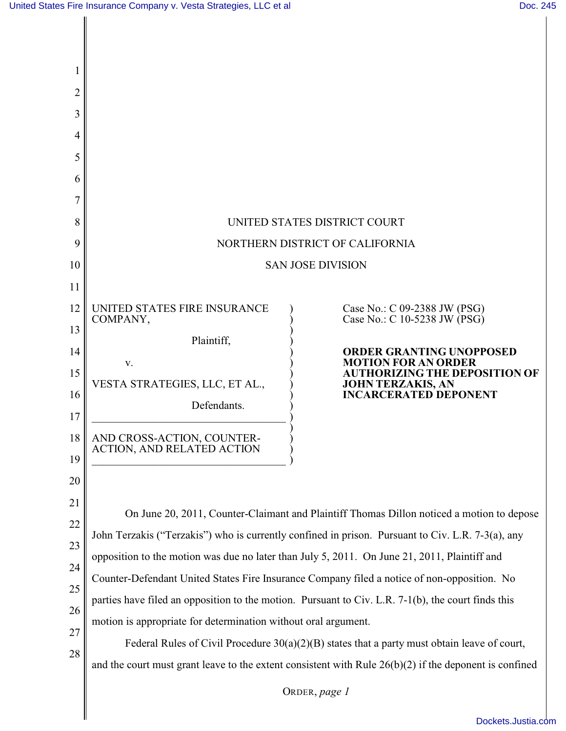UNITED STATES DISTRICT COURT

NORTHERN DISTRICT OF CALIFORNIA

SAN JOSE DIVISION

| | |
|---|---|
| UNITED STATES FIRE INSURANCE COMPANY,<br><br>Plaintiff,<br><br>v.<br><br>VESTA STRATEGIES, LLC, ET AL.,<br><br>Defendants.<br><br>AND CROSS-ACTION, COUNTER-ACTION, AND RELATED ACTION | Case No.: C 09-2388 JW (PSG)<br>Case No.: C 10-5238 JW (PSG)<br><br>**ORDER GRANTING UNOPPOSED MOTION FOR AN ORDER AUTHORIZING THE DEPOSITION OF JOHN TERZAKIS, AN INCARCERATED DEPONENT** |

On June 20, 2011, Counter-Claimant and Plaintiff Thomas Dillon noticed a motion to depose John Terzakis ("Terzakis") who is currently confined in prison. Pursuant to Civ. L.R. 7-3(a), any opposition to the motion was due no later than July 5, 2011. On June 21, 2011, Plaintiff and Counter-Defendant United States Fire Insurance Company filed a notice of non-opposition. No parties have filed an opposition to the motion. Pursuant to Civ. L.R. 7-1(b), the court finds this motion is appropriate for determination without oral argument.

Federal Rules of Civil Procedure 30(a)(2)(B) states that a party must obtain leave of court, and the court must grant leave to the extent consistent with Rule 26(b)(2) if the deponent is confined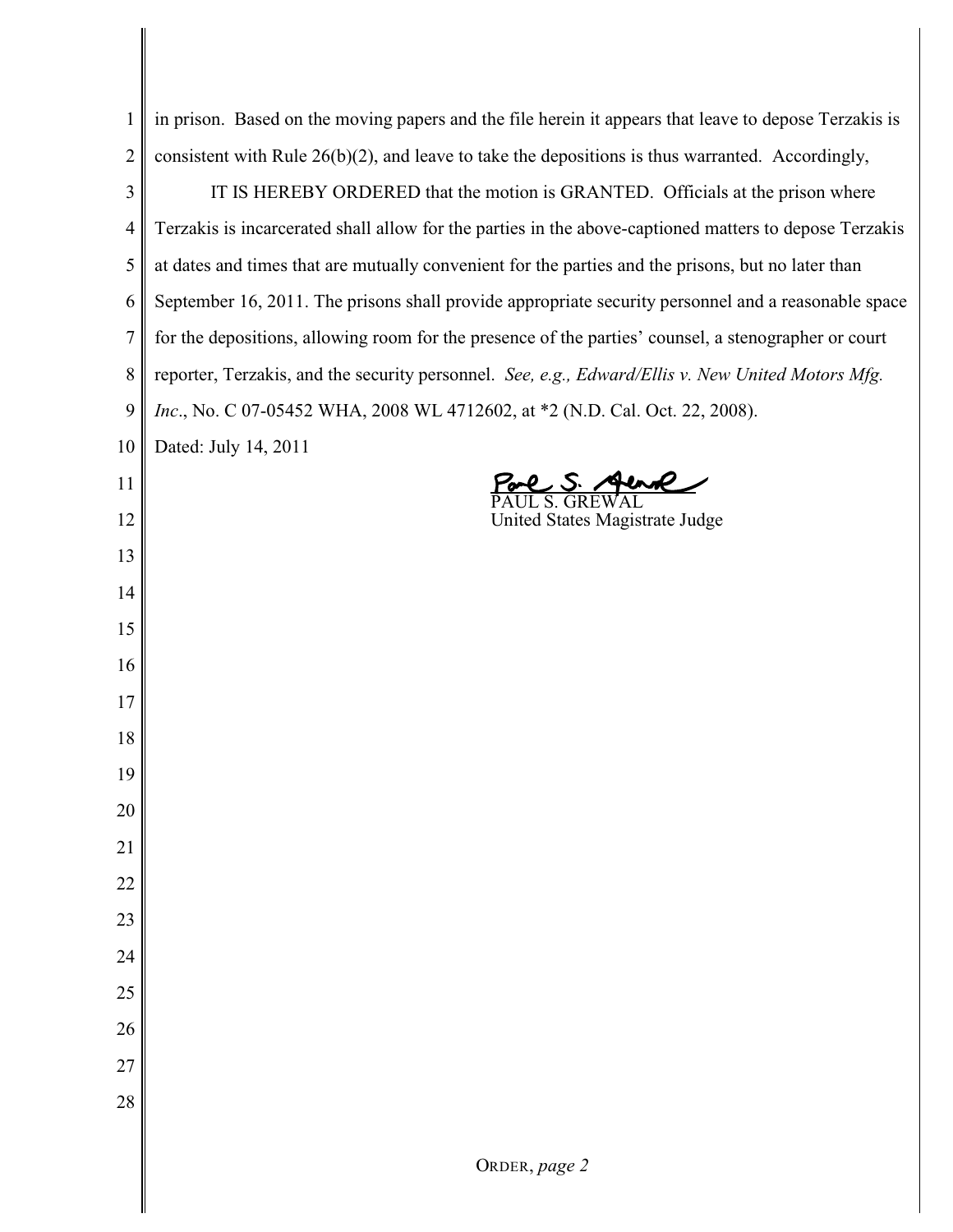in prison. Based on the moving papers and the file herein it appears that leave to depose Terzakis is consistent with Rule 26(b)(2), and leave to take the depositions is thus warranted. Accordingly,

IT IS HEREBY ORDERED that the motion is GRANTED. Officials at the prison where Terzakis is incarcerated shall allow for the parties in the above-captioned matters to depose Terzakis at dates and times that are mutually convenient for the parties and the prisons, but no later than September 16, 2011. The prisons shall provide appropriate security personnel and a reasonable space for the depositions, allowing room for the presence of the parties' counsel, a stenographer or court reporter, Terzakis, and the security personnel. *See, e.g., Edward/Ellis v. New United Motors Mfg. Inc*., No. C 07-05452 WHA, 2008 WL 4712602, at *2 (N.D. Cal. Oct. 22, 2008).

Dated: July 14, 2011

PAUL S. GREWAL
United States Magistrate Judge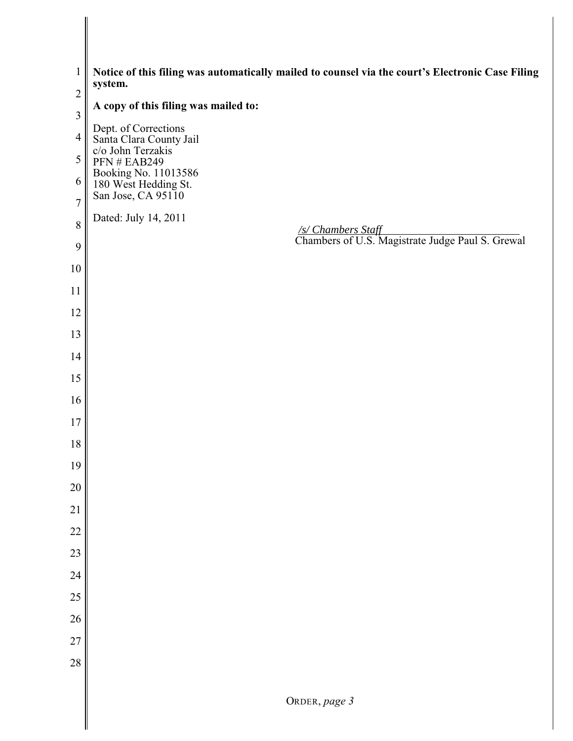**Notice of this filing was automatically mailed to counsel via the court's Electronic Case Filing system.**

**A copy of this filing was mailed to:**

Dept. of Corrections
Santa Clara County Jail
c/o John Terzakis
PFN # EAB249
Booking No. 11013586
180 West Hedding St.
San Jose, CA 95110

Dated: July 14, 2011

*/s/ Chambers Staff*
Chambers of U.S. Magistrate Judge Paul S. Grewal